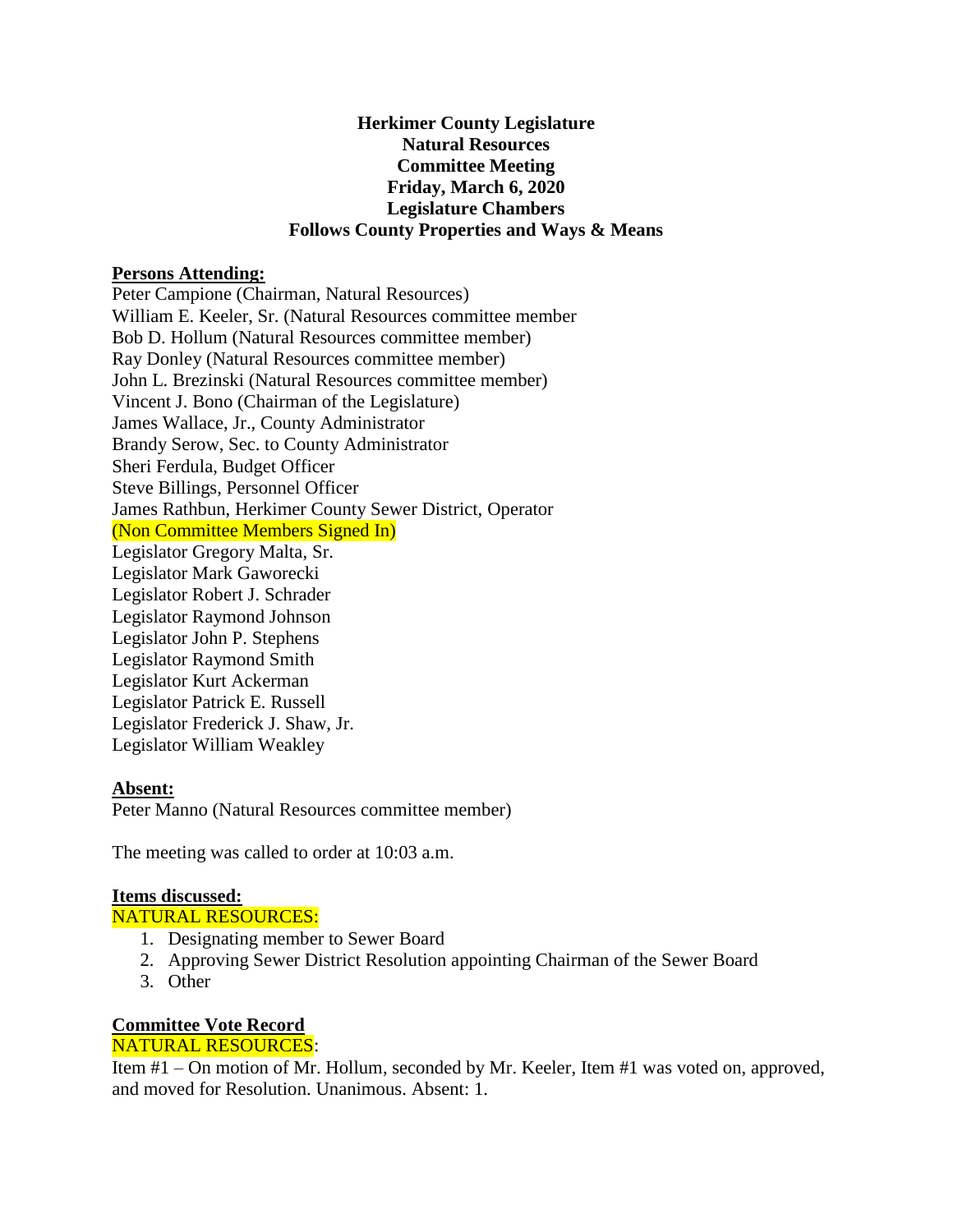**Herkimer County Legislature**
**Natural Resources**
**Committee Meeting**
**Friday, March 6, 2020**
**Legislature Chambers**
**Follows County Properties and Ways & Means**

**Persons Attending:**

Peter Campione (Chairman, Natural Resources)
William E. Keeler, Sr. (Natural Resources committee member
Bob D. Hollum (Natural Resources committee member)
Ray Donley (Natural Resources committee member)
John L. Brezinski (Natural Resources committee member)
Vincent J. Bono (Chairman of the Legislature)
James Wallace, Jr., County Administrator
Brandy Serow, Sec. to County Administrator
Sheri Ferdula, Budget Officer
Steve Billings, Personnel Officer
James Rathbun, Herkimer County Sewer District, Operator
(Non Committee Members Signed In)
Legislator Gregory Malta, Sr.
Legislator Mark Gaworecki
Legislator Robert J. Schrader
Legislator Raymond Johnson
Legislator John P. Stephens
Legislator Raymond Smith
Legislator Kurt Ackerman
Legislator Patrick E. Russell
Legislator Frederick J. Shaw, Jr.
Legislator William Weakley

**Absent:**

Peter Manno (Natural Resources committee member)

The meeting was called to order at 10:03 a.m.

**Items discussed:**

NATURAL RESOURCES:

1. Designating member to Sewer Board
2. Approving Sewer District Resolution appointing Chairman of the Sewer Board
3. Other

**Committee Vote Record**

NATURAL RESOURCES:

Item #1 – On motion of Mr. Hollum, seconded by Mr. Keeler, Item #1 was voted on, approved, and moved for Resolution. Unanimous. Absent: 1.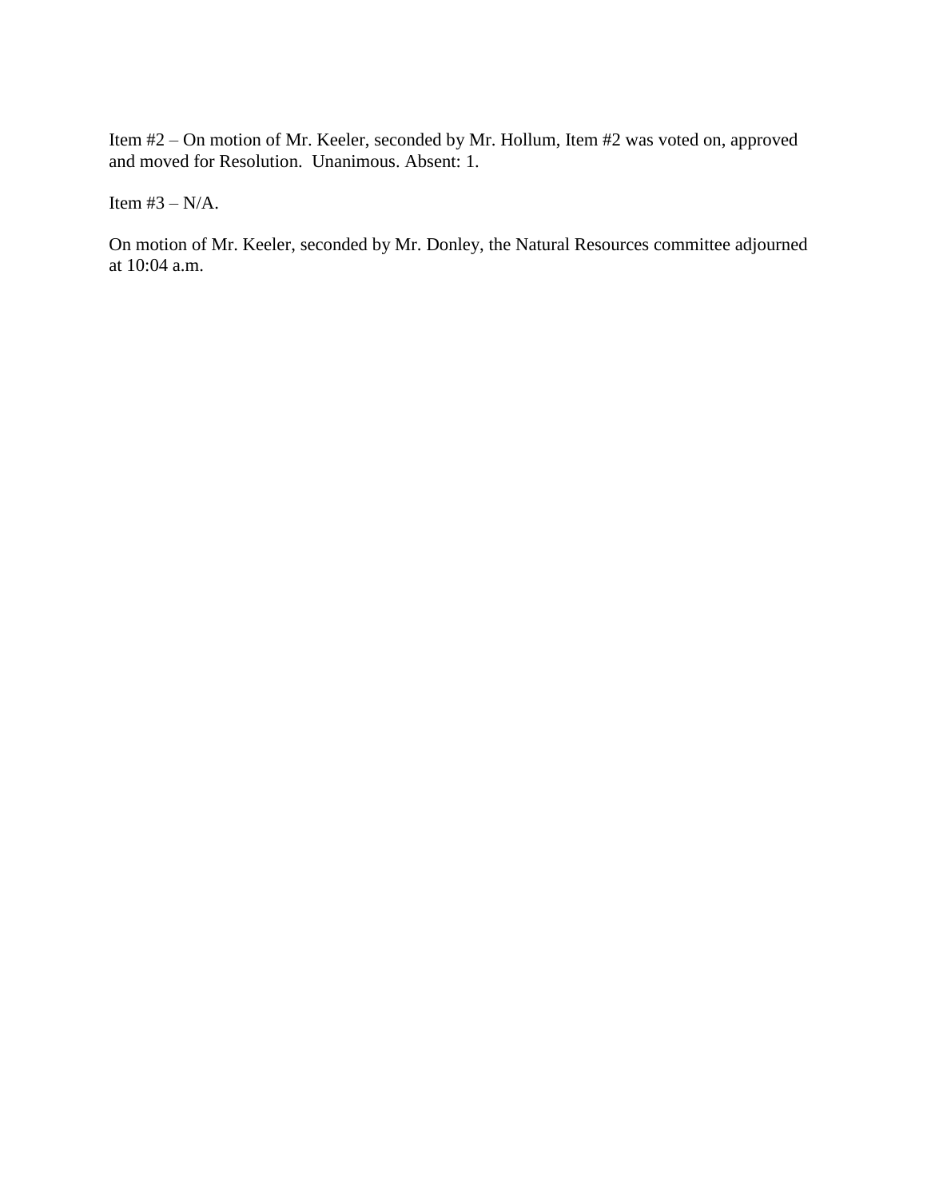Item #2 – On motion of Mr. Keeler, seconded by Mr. Hollum, Item #2 was voted on, approved and moved for Resolution. Unanimous. Absent: 1.

Item #3 – N/A.

On motion of Mr. Keeler, seconded by Mr. Donley, the Natural Resources committee adjourned at 10:04 a.m.